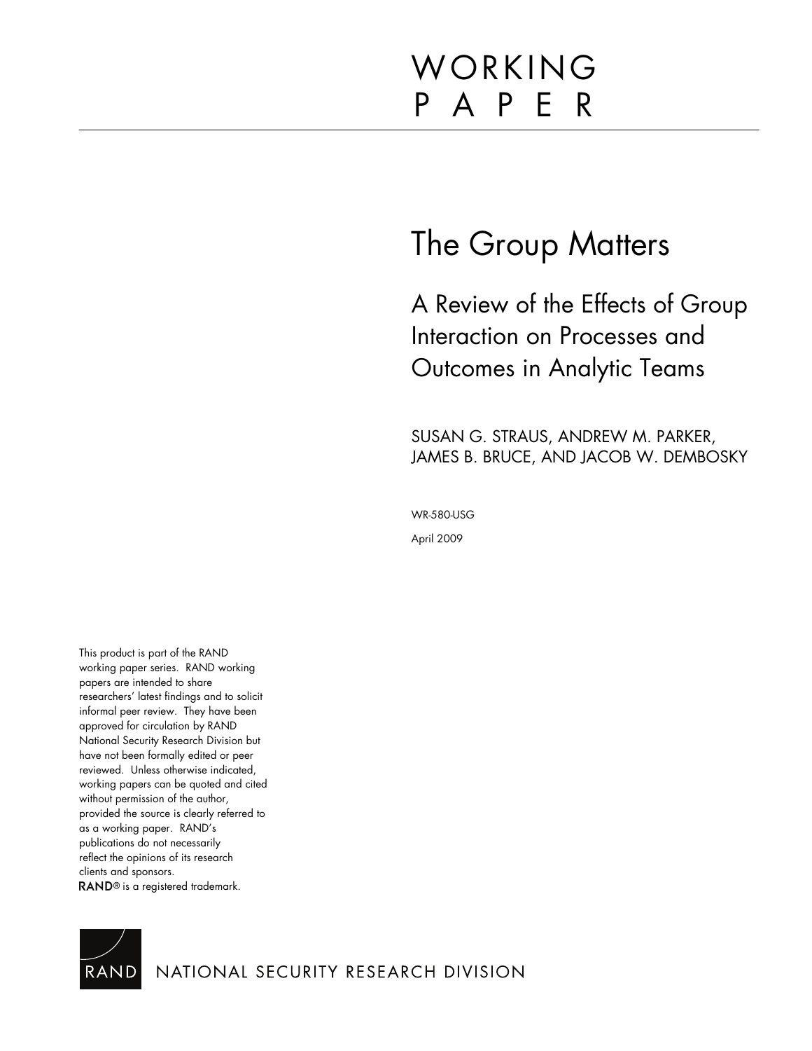# WORKING PAPER

# The Group Matters

## A Review of the Effects of Group Interaction on Processes and Outcomes in Analytic Teams

SUSAN G. STRAUS, ANDREW M. PARKER, JAMES B. BRUCE, AND JACOB W. DEMBOSKY

WR-580-USG

April 2009

This product is part of the RAND working paper series. RAND working papers are intended to share researchers' latest findings and to solicit informal peer review. They have been approved for circulation by RAND National Security Research Division but have not been formally edited or peer reviewed. Unless otherwise indicated, working papers can be quoted and cited without permission of the author, provided the source is clearly referred to as a working paper. RAND's publications do not necessarily reflect the opinions of its research clients and sponsors.
RAND® is a registered trademark.

RAND NATIONAL SECURITY RESEARCH DIVISION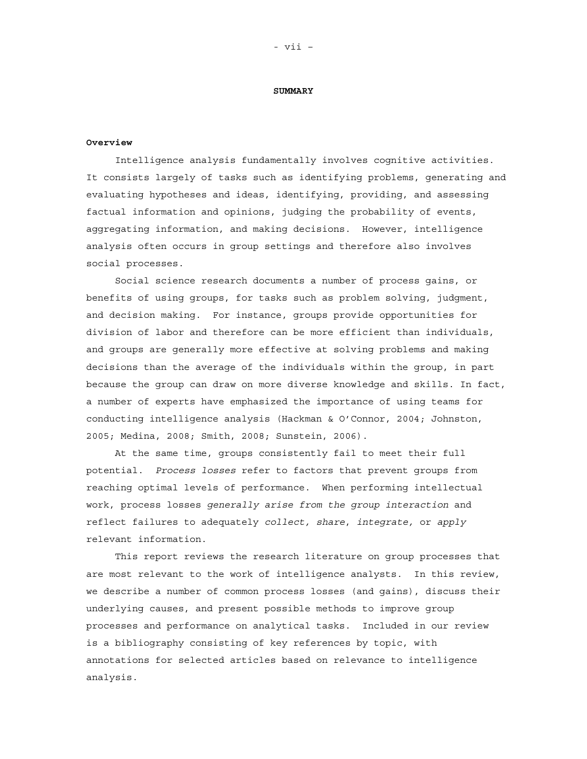## SUMMARY

### Overview

Intelligence analysis fundamentally involves cognitive activities. It consists largely of tasks such as identifying problems, generating and evaluating hypotheses and ideas, identifying, providing, and assessing factual information and opinions, judging the probability of events, aggregating information, and making decisions. However, intelligence analysis often occurs in group settings and therefore also involves social processes.

Social science research documents a number of process gains, or benefits of using groups, for tasks such as problem solving, judgment, and decision making. For instance, groups provide opportunities for division of labor and therefore can be more efficient than individuals, and groups are generally more effective at solving problems and making decisions than the average of the individuals within the group, in part because the group can draw on more diverse knowledge and skills. In fact, a number of experts have emphasized the importance of using teams for conducting intelligence analysis (Hackman & O'Connor, 2004; Johnston, 2005; Medina, 2008; Smith, 2008; Sunstein, 2006).

At the same time, groups consistently fail to meet their full potential. *Process losses* refer to factors that prevent groups from reaching optimal levels of performance. When performing intellectual work, process losses *generally arise from the group interaction* and reflect failures to adequately *collect, share*, *integrate,* or *apply* relevant information.

This report reviews the research literature on group processes that are most relevant to the work of intelligence analysts. In this review, we describe a number of common process losses (and gains), discuss their underlying causes, and present possible methods to improve group processes and performance on analytical tasks. Included in our review is a bibliography consisting of key references by topic, with annotations for selected articles based on relevance to intelligence analysis.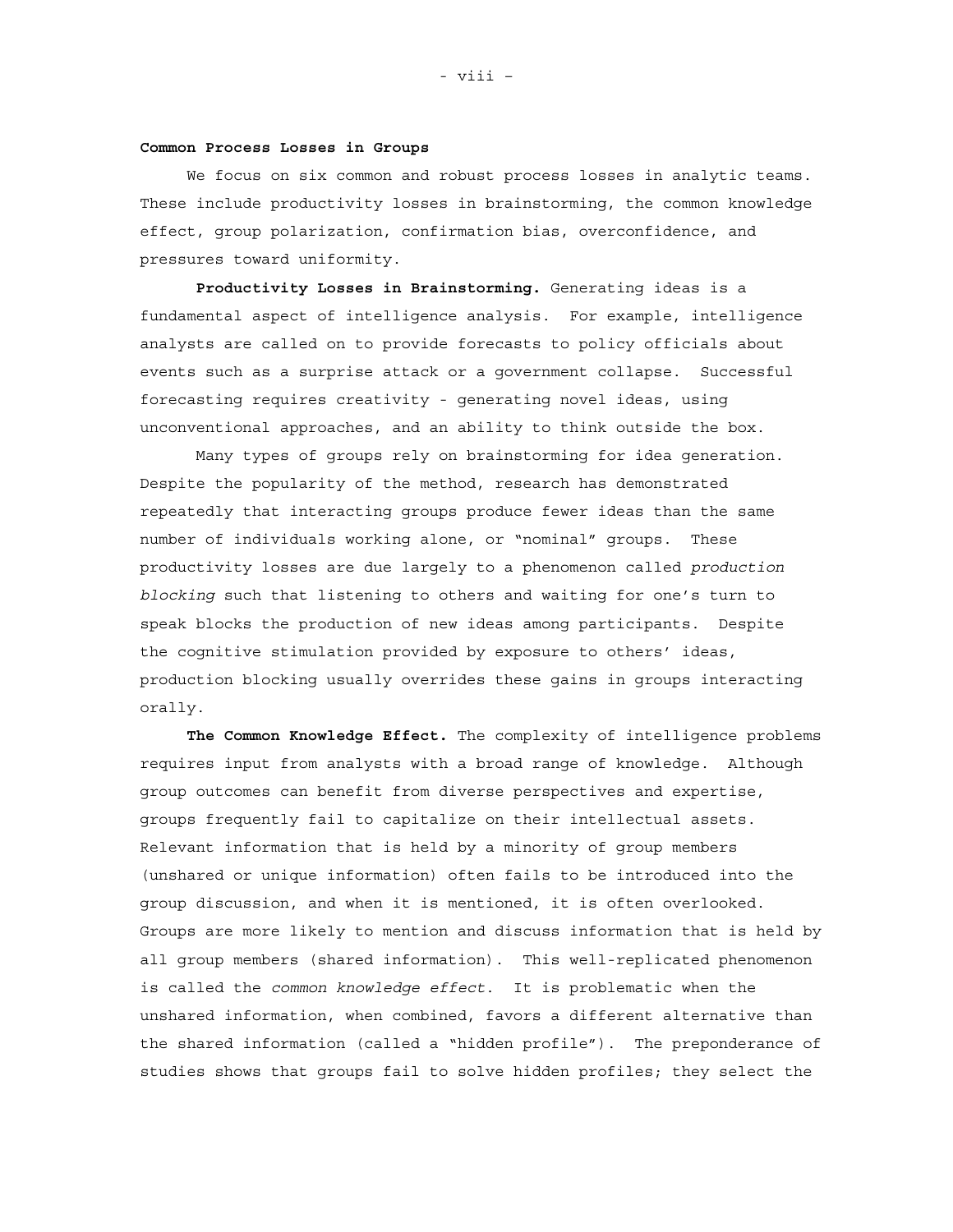**Common Process Losses in Groups**

We focus on six common and robust process losses in analytic teams. These include productivity losses in brainstorming, the common knowledge effect, group polarization, confirmation bias, overconfidence, and pressures toward uniformity.

**Productivity Losses in Brainstorming.** Generating ideas is a fundamental aspect of intelligence analysis. For example, intelligence analysts are called on to provide forecasts to policy officials about events such as a surprise attack or a government collapse. Successful forecasting requires creativity - generating novel ideas, using unconventional approaches, and an ability to think outside the box.

Many types of groups rely on brainstorming for idea generation. Despite the popularity of the method, research has demonstrated repeatedly that interacting groups produce fewer ideas than the same number of individuals working alone, or "nominal" groups. These productivity losses are due largely to a phenomenon called *production blocking* such that listening to others and waiting for one's turn to speak blocks the production of new ideas among participants. Despite the cognitive stimulation provided by exposure to others' ideas, production blocking usually overrides these gains in groups interacting orally.

**The Common Knowledge Effect.** The complexity of intelligence problems requires input from analysts with a broad range of knowledge. Although group outcomes can benefit from diverse perspectives and expertise, groups frequently fail to capitalize on their intellectual assets. Relevant information that is held by a minority of group members (unshared or unique information) often fails to be introduced into the group discussion, and when it is mentioned, it is often overlooked. Groups are more likely to mention and discuss information that is held by all group members (shared information). This well-replicated phenomenon is called the *common knowledge effect*. It is problematic when the unshared information, when combined, favors a different alternative than the shared information (called a "hidden profile"). The preponderance of studies shows that groups fail to solve hidden profiles; they select the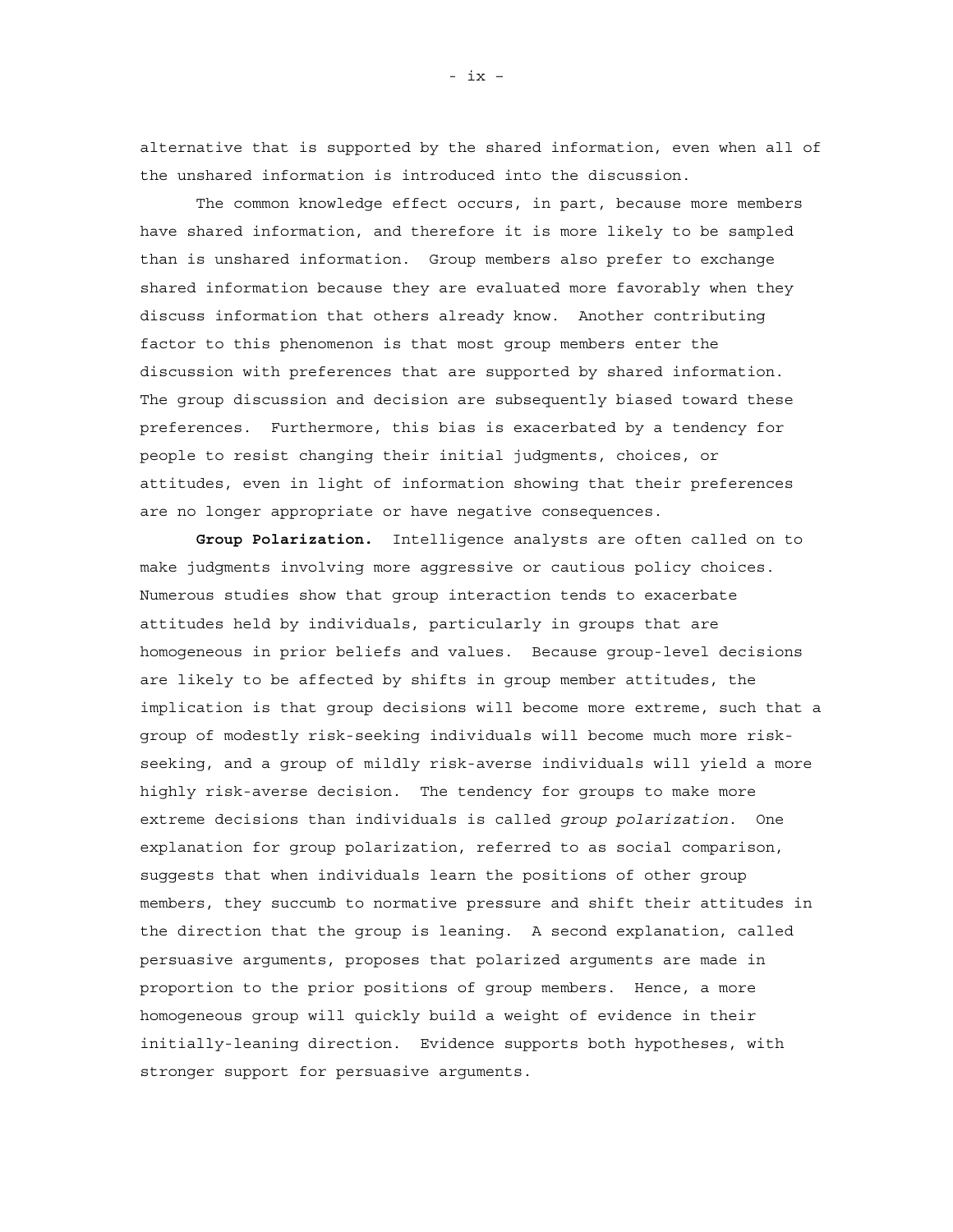alternative that is supported by the shared information, even when all of the unshared information is introduced into the discussion.

The common knowledge effect occurs, in part, because more members have shared information, and therefore it is more likely to be sampled than is unshared information. Group members also prefer to exchange shared information because they are evaluated more favorably when they discuss information that others already know. Another contributing factor to this phenomenon is that most group members enter the discussion with preferences that are supported by shared information. The group discussion and decision are subsequently biased toward these preferences. Furthermore, this bias is exacerbated by a tendency for people to resist changing their initial judgments, choices, or attitudes, even in light of information showing that their preferences are no longer appropriate or have negative consequences.

**Group Polarization.** Intelligence analysts are often called on to make judgments involving more aggressive or cautious policy choices. Numerous studies show that group interaction tends to exacerbate attitudes held by individuals, particularly in groups that are homogeneous in prior beliefs and values. Because group-level decisions are likely to be affected by shifts in group member attitudes, the implication is that group decisions will become more extreme, such that a group of modestly risk-seeking individuals will become much more risk-seeking, and a group of mildly risk-averse individuals will yield a more highly risk-averse decision. The tendency for groups to make more extreme decisions than individuals is called *group polarization*. One explanation for group polarization, referred to as social comparison, suggests that when individuals learn the positions of other group members, they succumb to normative pressure and shift their attitudes in the direction that the group is leaning. A second explanation, called persuasive arguments, proposes that polarized arguments are made in proportion to the prior positions of group members. Hence, a more homogeneous group will quickly build a weight of evidence in their initially-leaning direction. Evidence supports both hypotheses, with stronger support for persuasive arguments.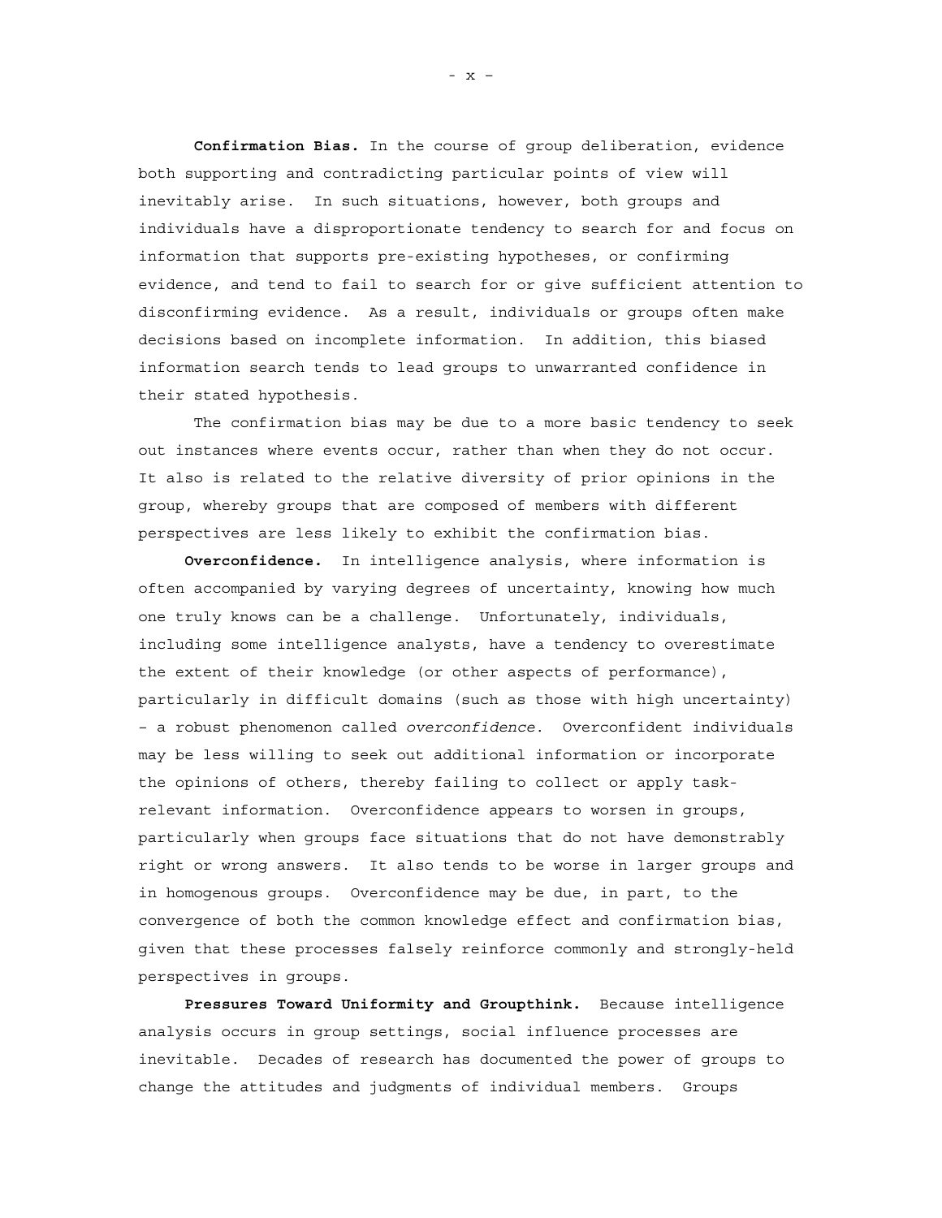**Confirmation Bias.** In the course of group deliberation, evidence both supporting and contradicting particular points of view will inevitably arise. In such situations, however, both groups and individuals have a disproportionate tendency to search for and focus on information that supports pre-existing hypotheses, or confirming evidence, and tend to fail to search for or give sufficient attention to disconfirming evidence. As a result, individuals or groups often make decisions based on incomplete information. In addition, this biased information search tends to lead groups to unwarranted confidence in their stated hypothesis.

The confirmation bias may be due to a more basic tendency to seek out instances where events occur, rather than when they do not occur. It also is related to the relative diversity of prior opinions in the group, whereby groups that are composed of members with different perspectives are less likely to exhibit the confirmation bias.

**Overconfidence.** In intelligence analysis, where information is often accompanied by varying degrees of uncertainty, knowing how much one truly knows can be a challenge. Unfortunately, individuals, including some intelligence analysts, have a tendency to overestimate the extent of their knowledge (or other aspects of performance), particularly in difficult domains (such as those with high uncertainty) – a robust phenomenon called *overconfidence*. Overconfident individuals may be less willing to seek out additional information or incorporate the opinions of others, thereby failing to collect or apply task-relevant information. Overconfidence appears to worsen in groups, particularly when groups face situations that do not have demonstrably right or wrong answers. It also tends to be worse in larger groups and in homogenous groups. Overconfidence may be due, in part, to the convergence of both the common knowledge effect and confirmation bias, given that these processes falsely reinforce commonly and strongly-held perspectives in groups.

**Pressures Toward Uniformity and Groupthink.** Because intelligence analysis occurs in group settings, social influence processes are inevitable. Decades of research has documented the power of groups to change the attitudes and judgments of individual members. Groups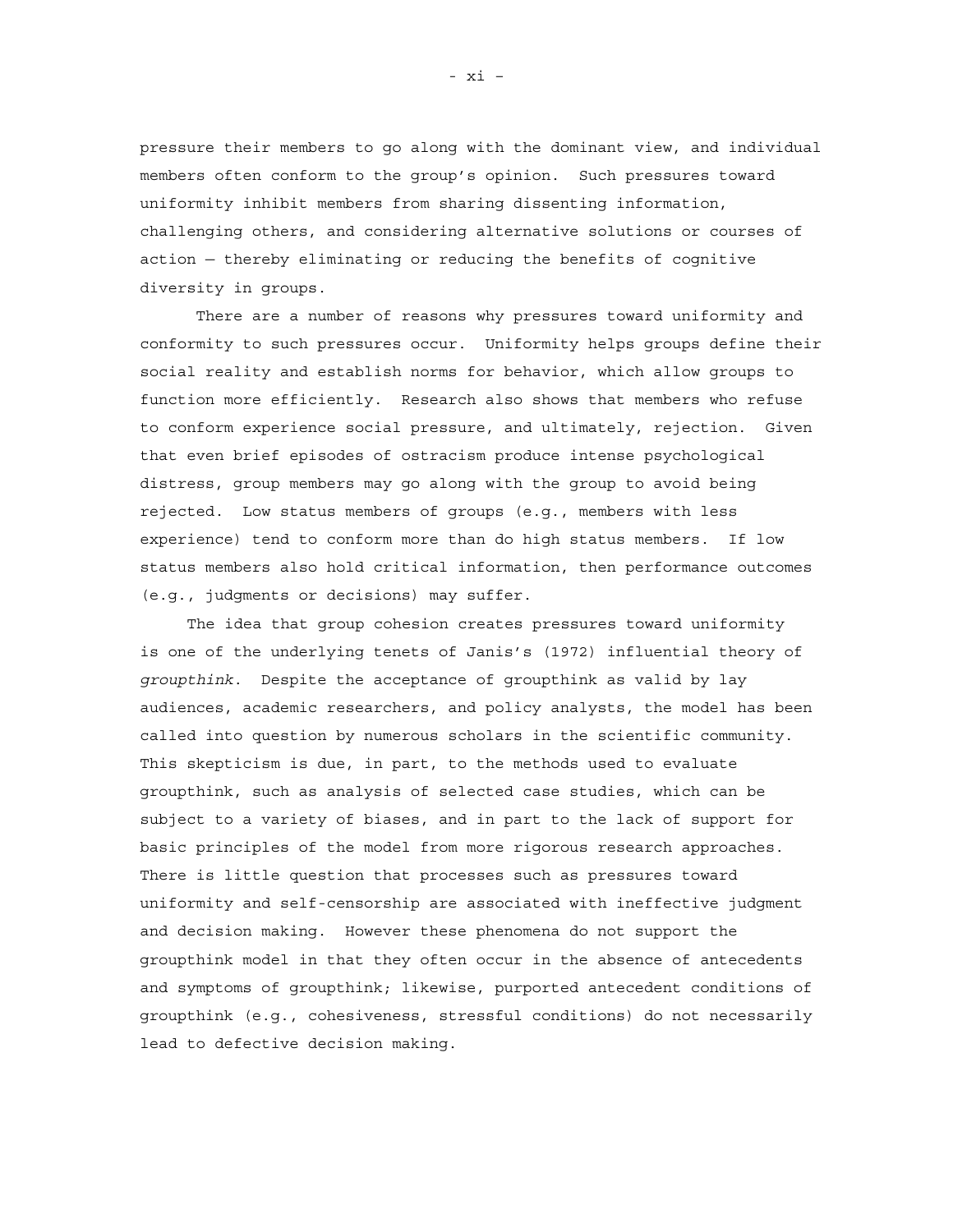pressure their members to go along with the dominant view, and individual members often conform to the group's opinion. Such pressures toward uniformity inhibit members from sharing dissenting information, challenging others, and considering alternative solutions or courses of action — thereby eliminating or reducing the benefits of cognitive diversity in groups.

There are a number of reasons why pressures toward uniformity and conformity to such pressures occur. Uniformity helps groups define their social reality and establish norms for behavior, which allow groups to function more efficiently. Research also shows that members who refuse to conform experience social pressure, and ultimately, rejection. Given that even brief episodes of ostracism produce intense psychological distress, group members may go along with the group to avoid being rejected. Low status members of groups (e.g., members with less experience) tend to conform more than do high status members. If low status members also hold critical information, then performance outcomes (e.g., judgments or decisions) may suffer.

The idea that group cohesion creates pressures toward uniformity is one of the underlying tenets of Janis's (1972) influential theory of *groupthink*. Despite the acceptance of groupthink as valid by lay audiences, academic researchers, and policy analysts, the model has been called into question by numerous scholars in the scientific community. This skepticism is due, in part, to the methods used to evaluate groupthink, such as analysis of selected case studies, which can be subject to a variety of biases, and in part to the lack of support for basic principles of the model from more rigorous research approaches. There is little question that processes such as pressures toward uniformity and self-censorship are associated with ineffective judgment and decision making. However these phenomena do not support the groupthink model in that they often occur in the absence of antecedents and symptoms of groupthink; likewise, purported antecedent conditions of groupthink (e.g., cohesiveness, stressful conditions) do not necessarily lead to defective decision making.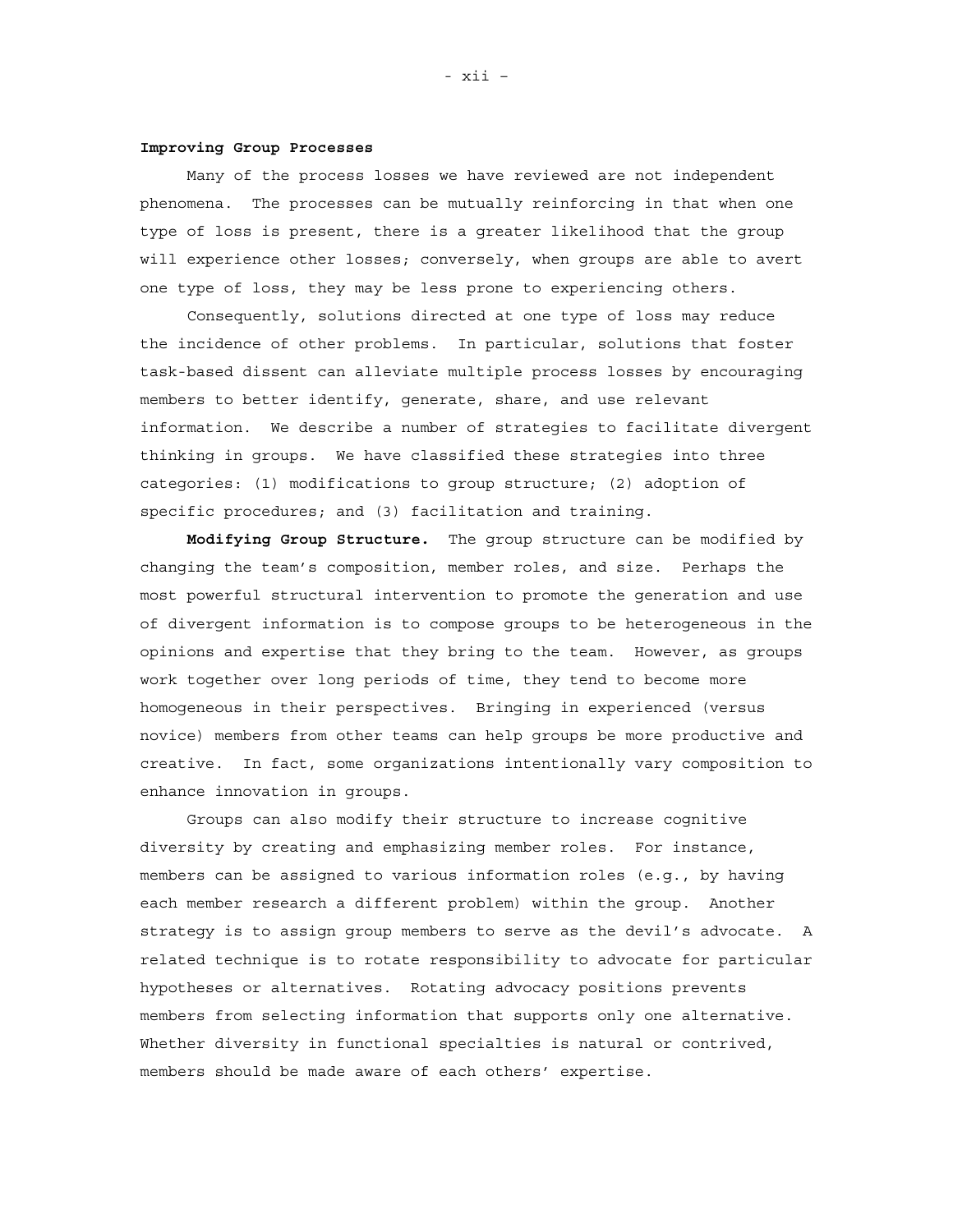### Improving Group Processes

Many of the process losses we have reviewed are not independent phenomena. The processes can be mutually reinforcing in that when one type of loss is present, there is a greater likelihood that the group will experience other losses; conversely, when groups are able to avert one type of loss, they may be less prone to experiencing others.

Consequently, solutions directed at one type of loss may reduce the incidence of other problems. In particular, solutions that foster task-based dissent can alleviate multiple process losses by encouraging members to better identify, generate, share, and use relevant information. We describe a number of strategies to facilitate divergent thinking in groups. We have classified these strategies into three categories: (1) modifications to group structure; (2) adoption of specific procedures; and (3) facilitation and training.

**Modifying Group Structure.** The group structure can be modified by changing the team's composition, member roles, and size. Perhaps the most powerful structural intervention to promote the generation and use of divergent information is to compose groups to be heterogeneous in the opinions and expertise that they bring to the team. However, as groups work together over long periods of time, they tend to become more homogeneous in their perspectives. Bringing in experienced (versus novice) members from other teams can help groups be more productive and creative. In fact, some organizations intentionally vary composition to enhance innovation in groups.

Groups can also modify their structure to increase cognitive diversity by creating and emphasizing member roles. For instance, members can be assigned to various information roles (e.g., by having each member research a different problem) within the group. Another strategy is to assign group members to serve as the devil's advocate. A related technique is to rotate responsibility to advocate for particular hypotheses or alternatives. Rotating advocacy positions prevents members from selecting information that supports only one alternative. Whether diversity in functional specialties is natural or contrived, members should be made aware of each others' expertise.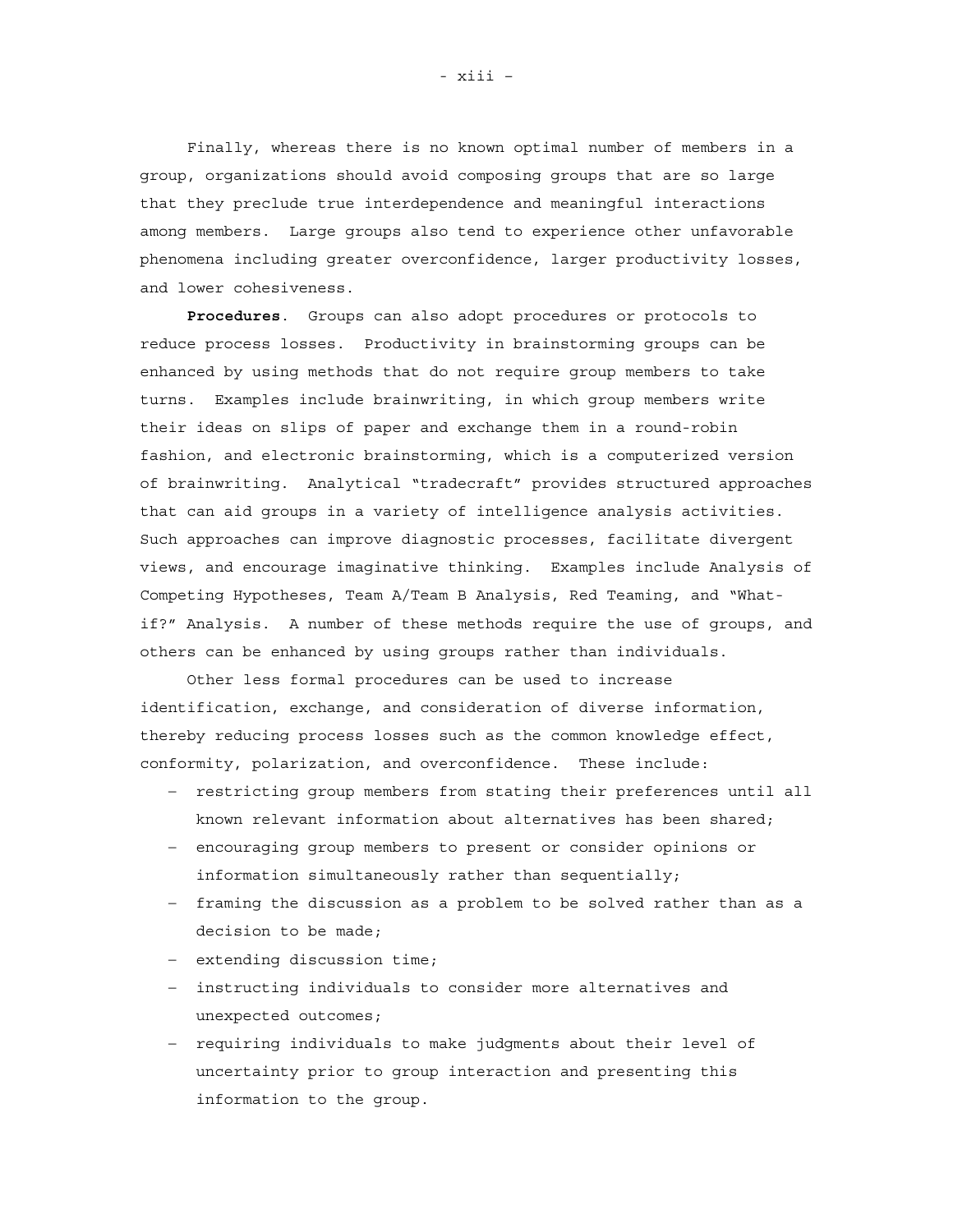Finally, whereas there is no known optimal number of members in a group, organizations should avoid composing groups that are so large that they preclude true interdependence and meaningful interactions among members. Large groups also tend to experience other unfavorable phenomena including greater overconfidence, larger productivity losses, and lower cohesiveness.

**Procedures**. Groups can also adopt procedures or protocols to reduce process losses. Productivity in brainstorming groups can be enhanced by using methods that do not require group members to take turns. Examples include brainwriting, in which group members write their ideas on slips of paper and exchange them in a round-robin fashion, and electronic brainstorming, which is a computerized version of brainwriting. Analytical "tradecraft" provides structured approaches that can aid groups in a variety of intelligence analysis activities. Such approaches can improve diagnostic processes, facilitate divergent views, and encourage imaginative thinking. Examples include Analysis of Competing Hypotheses, Team A/Team B Analysis, Red Teaming, and "What-if?" Analysis. A number of these methods require the use of groups, and others can be enhanced by using groups rather than individuals.

Other less formal procedures can be used to increase identification, exchange, and consideration of diverse information, thereby reducing process losses such as the common knowledge effect, conformity, polarization, and overconfidence. These include:

- restricting group members from stating their preferences until all known relevant information about alternatives has been shared;
- encouraging group members to present or consider opinions or information simultaneously rather than sequentially;
- framing the discussion as a problem to be solved rather than as a decision to be made;
- extending discussion time;
- instructing individuals to consider more alternatives and unexpected outcomes;
- requiring individuals to make judgments about their level of uncertainty prior to group interaction and presenting this information to the group.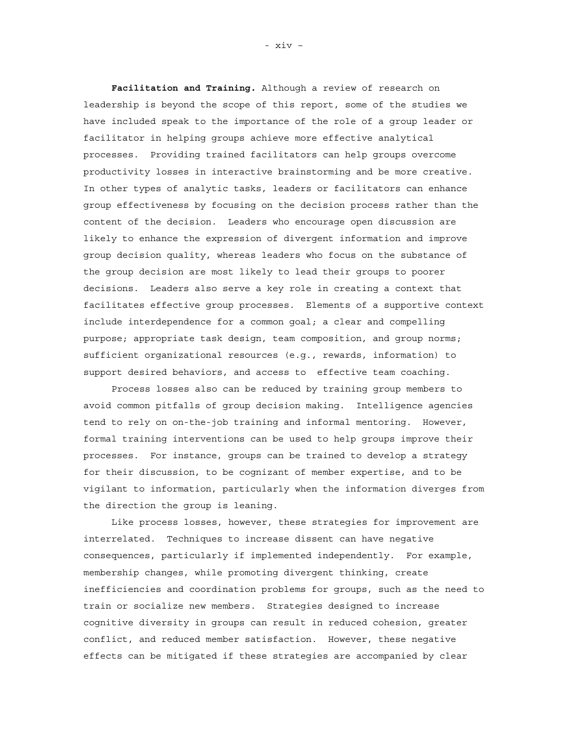**Facilitation and Training.** Although a review of research on leadership is beyond the scope of this report, some of the studies we have included speak to the importance of the role of a group leader or facilitator in helping groups achieve more effective analytical processes. Providing trained facilitators can help groups overcome productivity losses in interactive brainstorming and be more creative. In other types of analytic tasks, leaders or facilitators can enhance group effectiveness by focusing on the decision process rather than the content of the decision. Leaders who encourage open discussion are likely to enhance the expression of divergent information and improve group decision quality, whereas leaders who focus on the substance of the group decision are most likely to lead their groups to poorer decisions. Leaders also serve a key role in creating a context that facilitates effective group processes. Elements of a supportive context include interdependence for a common goal; a clear and compelling purpose; appropriate task design, team composition, and group norms; sufficient organizational resources (e.g., rewards, information) to support desired behaviors, and access to effective team coaching.

Process losses also can be reduced by training group members to avoid common pitfalls of group decision making. Intelligence agencies tend to rely on on-the-job training and informal mentoring. However, formal training interventions can be used to help groups improve their processes. For instance, groups can be trained to develop a strategy for their discussion, to be cognizant of member expertise, and to be vigilant to information, particularly when the information diverges from the direction the group is leaning.

Like process losses, however, these strategies for improvement are interrelated. Techniques to increase dissent can have negative consequences, particularly if implemented independently. For example, membership changes, while promoting divergent thinking, create inefficiencies and coordination problems for groups, such as the need to train or socialize new members. Strategies designed to increase cognitive diversity in groups can result in reduced cohesion, greater conflict, and reduced member satisfaction. However, these negative effects can be mitigated if these strategies are accompanied by clear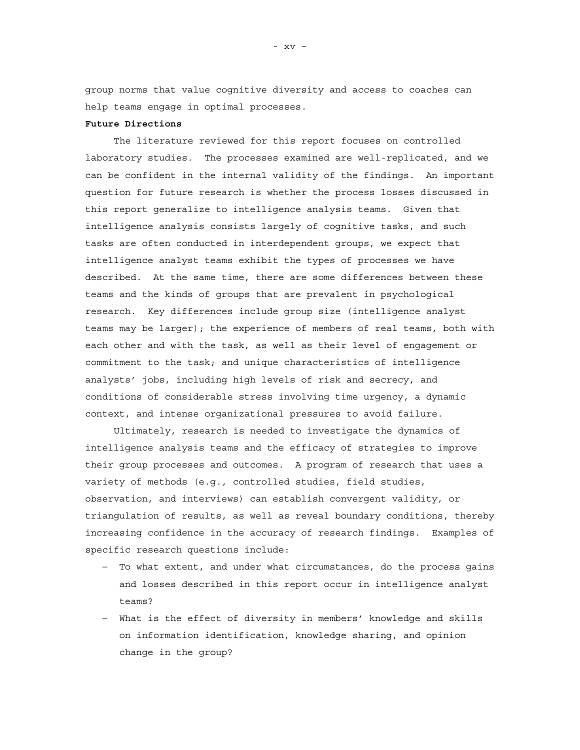group norms that value cognitive diversity and access to coaches can help teams engage in optimal processes.

**Future Directions**

The literature reviewed for this report focuses on controlled laboratory studies. The processes examined are well-replicated, and we can be confident in the internal validity of the findings. An important question for future research is whether the process losses discussed in this report generalize to intelligence analysis teams. Given that intelligence analysis consists largely of cognitive tasks, and such tasks are often conducted in interdependent groups, we expect that intelligence analyst teams exhibit the types of processes we have described. At the same time, there are some differences between these teams and the kinds of groups that are prevalent in psychological research. Key differences include group size (intelligence analyst teams may be larger); the experience of members of real teams, both with each other and with the task, as well as their level of engagement or commitment to the task; and unique characteristics of intelligence analysts' jobs, including high levels of risk and secrecy, and conditions of considerable stress involving time urgency, a dynamic context, and intense organizational pressures to avoid failure.

Ultimately, research is needed to investigate the dynamics of intelligence analysis teams and the efficacy of strategies to improve their group processes and outcomes. A program of research that uses a variety of methods (e.g., controlled studies, field studies, observation, and interviews) can establish convergent validity, or triangulation of results, as well as reveal boundary conditions, thereby increasing confidence in the accuracy of research findings. Examples of specific research questions include:

- To what extent, and under what circumstances, do the process gains and losses described in this report occur in intelligence analyst teams?
- What is the effect of diversity in members' knowledge and skills on information identification, knowledge sharing, and opinion change in the group?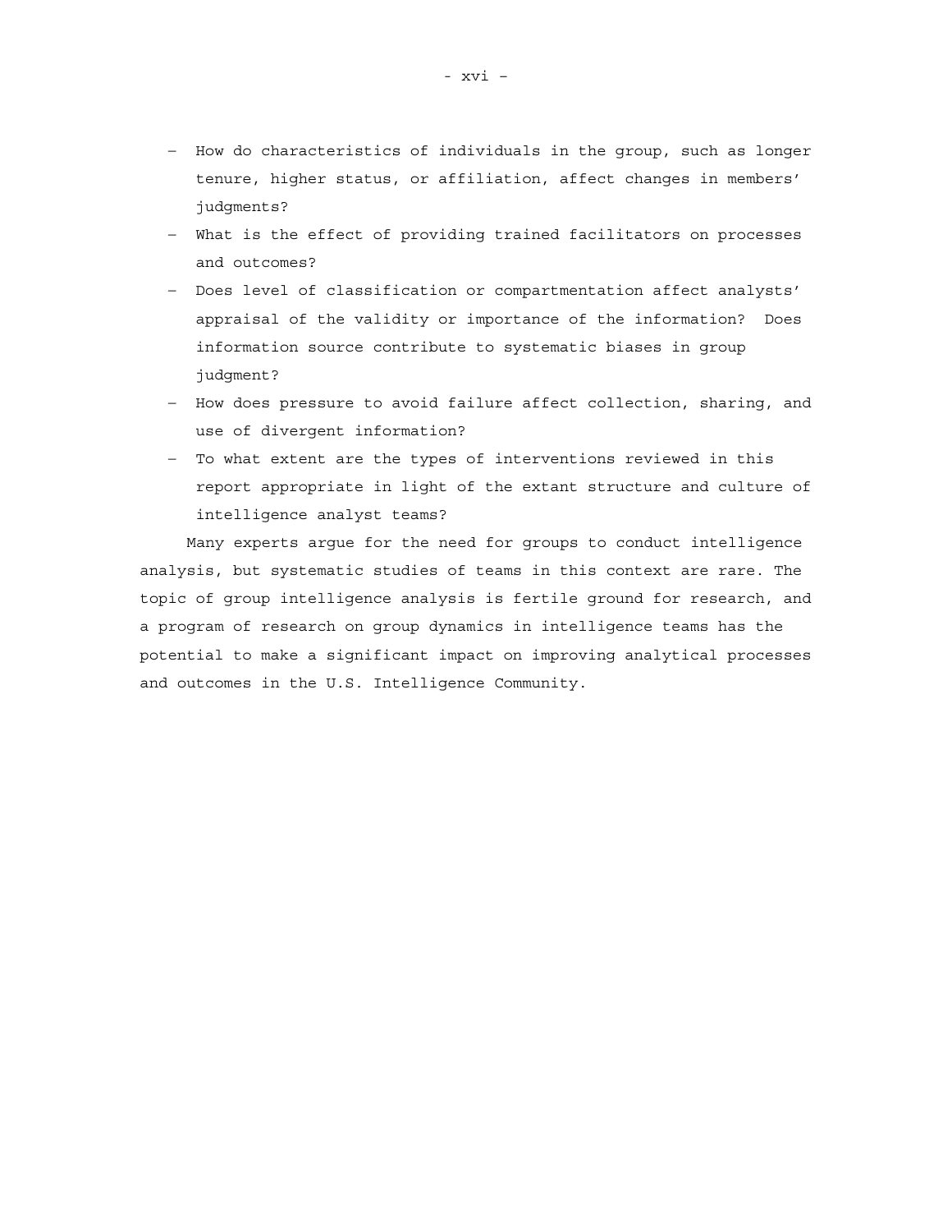- How do characteristics of individuals in the group, such as longer tenure, higher status, or affiliation, affect changes in members' judgments?
- What is the effect of providing trained facilitators on processes and outcomes?
- Does level of classification or compartmentation affect analysts' appraisal of the validity or importance of the information? Does information source contribute to systematic biases in group judgment?
- How does pressure to avoid failure affect collection, sharing, and use of divergent information?
- To what extent are the types of interventions reviewed in this report appropriate in light of the extant structure and culture of intelligence analyst teams?

Many experts argue for the need for groups to conduct intelligence analysis, but systematic studies of teams in this context are rare. The topic of group intelligence analysis is fertile ground for research, and a program of research on group dynamics in intelligence teams has the potential to make a significant impact on improving analytical processes and outcomes in the U.S. Intelligence Community.